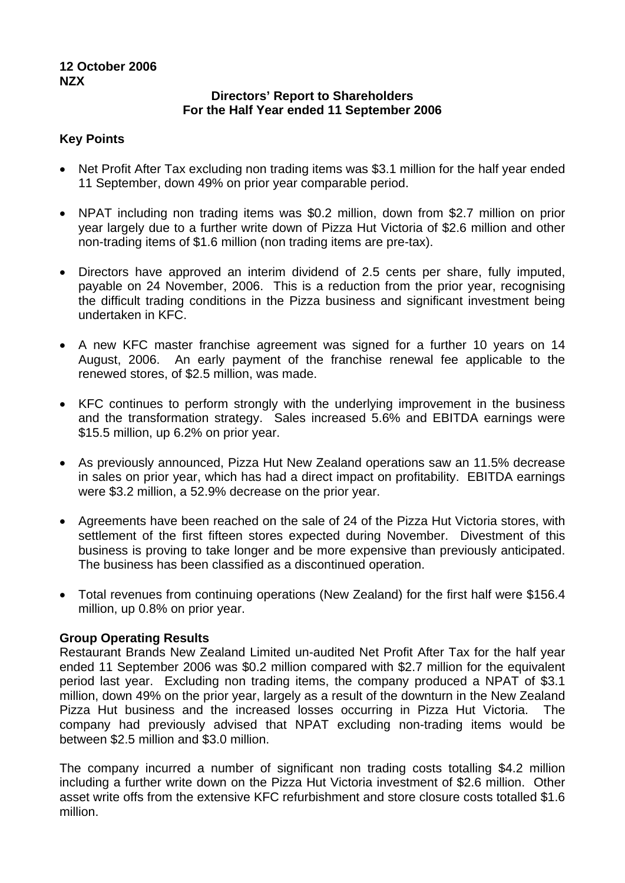**12 October 2006**
**NZX**

**Directors' Report to Shareholders**
**For the Half Year ended 11 September 2006**

## Key Points

- Net Profit After Tax excluding non trading items was $3.1 million for the half year ended 11 September, down 49% on prior year comparable period.
- NPAT including non trading items was $0.2 million, down from $2.7 million on prior year largely due to a further write down of Pizza Hut Victoria of $2.6 million and other non-trading items of $1.6 million (non trading items are pre-tax).
- Directors have approved an interim dividend of 2.5 cents per share, fully imputed, payable on 24 November, 2006. This is a reduction from the prior year, recognising the difficult trading conditions in the Pizza business and significant investment being undertaken in KFC.
- A new KFC master franchise agreement was signed for a further 10 years on 14 August, 2006. An early payment of the franchise renewal fee applicable to the renewed stores, of $2.5 million, was made.
- KFC continues to perform strongly with the underlying improvement in the business and the transformation strategy. Sales increased 5.6% and EBITDA earnings were $15.5 million, up 6.2% on prior year.
- As previously announced, Pizza Hut New Zealand operations saw an 11.5% decrease in sales on prior year, which has had a direct impact on profitability. EBITDA earnings were $3.2 million, a 52.9% decrease on the prior year.
- Agreements have been reached on the sale of 24 of the Pizza Hut Victoria stores, with settlement of the first fifteen stores expected during November. Divestment of this business is proving to take longer and be more expensive than previously anticipated. The business has been classified as a discontinued operation.
- Total revenues from continuing operations (New Zealand) for the first half were $156.4 million, up 0.8% on prior year.

## Group Operating Results

Restaurant Brands New Zealand Limited un-audited Net Profit After Tax for the half year ended 11 September 2006 was $0.2 million compared with $2.7 million for the equivalent period last year. Excluding non trading items, the company produced a NPAT of $3.1 million, down 49% on the prior year, largely as a result of the downturn in the New Zealand Pizza Hut business and the increased losses occurring in Pizza Hut Victoria. The company had previously advised that NPAT excluding non-trading items would be between $2.5 million and $3.0 million.

The company incurred a number of significant non trading costs totalling $4.2 million including a further write down on the Pizza Hut Victoria investment of $2.6 million. Other asset write offs from the extensive KFC refurbishment and store closure costs totalled $1.6 million.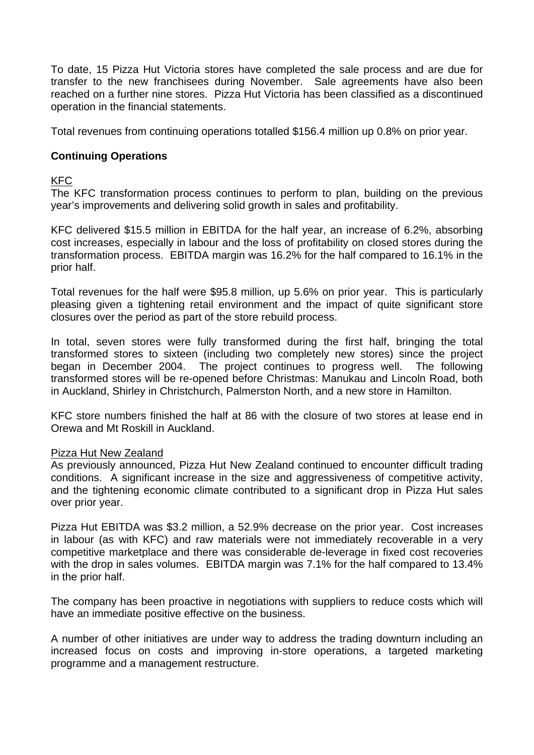To date, 15 Pizza Hut Victoria stores have completed the sale process and are due for transfer to the new franchisees during November. Sale agreements have also been reached on a further nine stores. Pizza Hut Victoria has been classified as a discontinued operation in the financial statements.

Total revenues from continuing operations totalled $156.4 million up 0.8% on prior year.

**Continuing Operations**

KFC

The KFC transformation process continues to perform to plan, building on the previous year's improvements and delivering solid growth in sales and profitability.

KFC delivered $15.5 million in EBITDA for the half year, an increase of 6.2%, absorbing cost increases, especially in labour and the loss of profitability on closed stores during the transformation process. EBITDA margin was 16.2% for the half compared to 16.1% in the prior half.

Total revenues for the half were $95.8 million, up 5.6% on prior year. This is particularly pleasing given a tightening retail environment and the impact of quite significant store closures over the period as part of the store rebuild process.

In total, seven stores were fully transformed during the first half, bringing the total transformed stores to sixteen (including two completely new stores) since the project began in December 2004. The project continues to progress well. The following transformed stores will be re-opened before Christmas: Manukau and Lincoln Road, both in Auckland, Shirley in Christchurch, Palmerston North, and a new store in Hamilton.

KFC store numbers finished the half at 86 with the closure of two stores at lease end in Orewa and Mt Roskill in Auckland.

Pizza Hut New Zealand

As previously announced, Pizza Hut New Zealand continued to encounter difficult trading conditions. A significant increase in the size and aggressiveness of competitive activity, and the tightening economic climate contributed to a significant drop in Pizza Hut sales over prior year.

Pizza Hut EBITDA was $3.2 million, a 52.9% decrease on the prior year. Cost increases in labour (as with KFC) and raw materials were not immediately recoverable in a very competitive marketplace and there was considerable de-leverage in fixed cost recoveries with the drop in sales volumes. EBITDA margin was 7.1% for the half compared to 13.4% in the prior half.

The company has been proactive in negotiations with suppliers to reduce costs which will have an immediate positive effective on the business.

A number of other initiatives are under way to address the trading downturn including an increased focus on costs and improving in-store operations, a targeted marketing programme and a management restructure.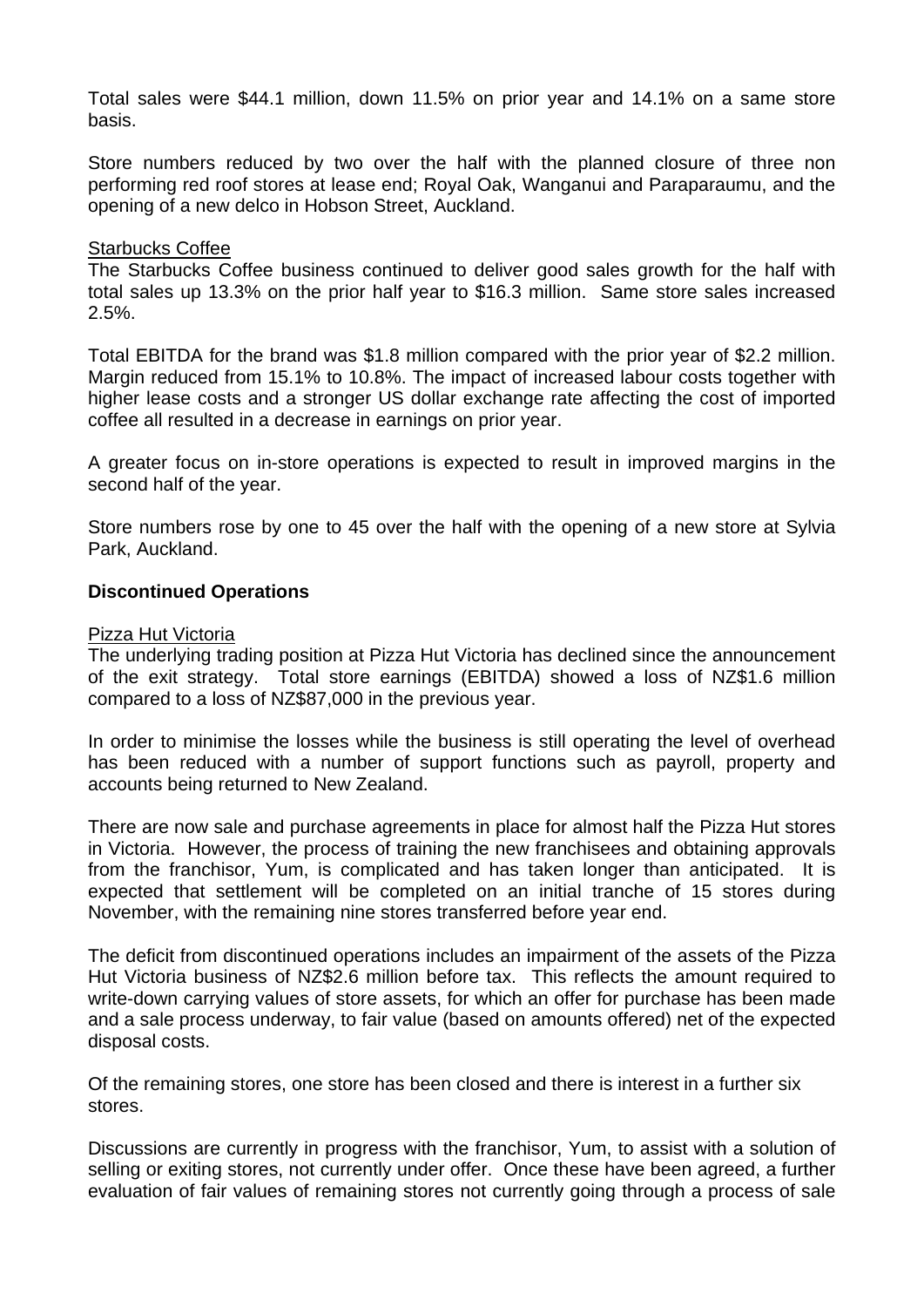Total sales were $44.1 million, down 11.5% on prior year and 14.1% on a same store basis.

Store numbers reduced by two over the half with the planned closure of three non performing red roof stores at lease end; Royal Oak, Wanganui and Paraparaumu, and the opening of a new delco in Hobson Street, Auckland.

Starbucks Coffee

The Starbucks Coffee business continued to deliver good sales growth for the half with total sales up 13.3% on the prior half year to $16.3 million. Same store sales increased 2.5%.

Total EBITDA for the brand was $1.8 million compared with the prior year of $2.2 million. Margin reduced from 15.1% to 10.8%. The impact of increased labour costs together with higher lease costs and a stronger US dollar exchange rate affecting the cost of imported coffee all resulted in a decrease in earnings on prior year.

A greater focus on in-store operations is expected to result in improved margins in the second half of the year.

Store numbers rose by one to 45 over the half with the opening of a new store at Sylvia Park, Auckland.

**Discontinued Operations**

Pizza Hut Victoria

The underlying trading position at Pizza Hut Victoria has declined since the announcement of the exit strategy. Total store earnings (EBITDA) showed a loss of NZ$1.6 million compared to a loss of NZ$87,000 in the previous year.

In order to minimise the losses while the business is still operating the level of overhead has been reduced with a number of support functions such as payroll, property and accounts being returned to New Zealand.

There are now sale and purchase agreements in place for almost half the Pizza Hut stores in Victoria. However, the process of training the new franchisees and obtaining approvals from the franchisor, Yum, is complicated and has taken longer than anticipated. It is expected that settlement will be completed on an initial tranche of 15 stores during November, with the remaining nine stores transferred before year end.

The deficit from discontinued operations includes an impairment of the assets of the Pizza Hut Victoria business of NZ$2.6 million before tax. This reflects the amount required to write-down carrying values of store assets, for which an offer for purchase has been made and a sale process underway, to fair value (based on amounts offered) net of the expected disposal costs.

Of the remaining stores, one store has been closed and there is interest in a further six stores.

Discussions are currently in progress with the franchisor, Yum, to assist with a solution of selling or exiting stores, not currently under offer. Once these have been agreed, a further evaluation of fair values of remaining stores not currently going through a process of sale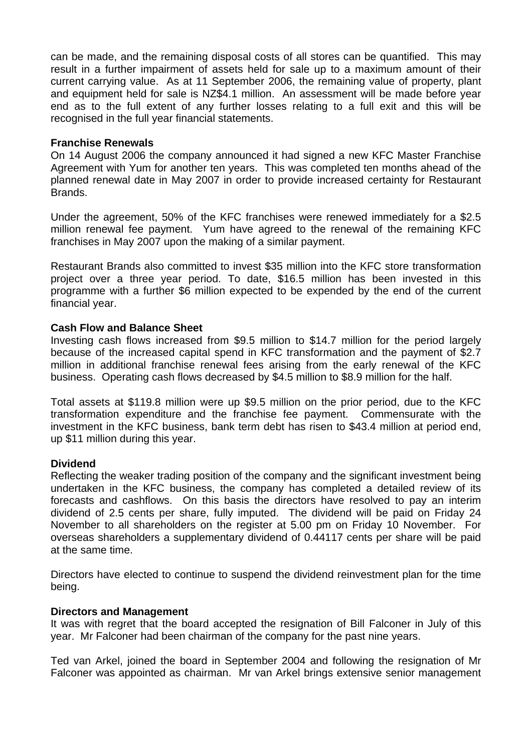can be made, and the remaining disposal costs of all stores can be quantified. This may result in a further impairment of assets held for sale up to a maximum amount of their current carrying value. As at 11 September 2006, the remaining value of property, plant and equipment held for sale is NZ$4.1 million. An assessment will be made before year end as to the full extent of any further losses relating to a full exit and this will be recognised in the full year financial statements.

**Franchise Renewals**

On 14 August 2006 the company announced it had signed a new KFC Master Franchise Agreement with Yum for another ten years. This was completed ten months ahead of the planned renewal date in May 2007 in order to provide increased certainty for Restaurant Brands.

Under the agreement, 50% of the KFC franchises were renewed immediately for a $2.5 million renewal fee payment. Yum have agreed to the renewal of the remaining KFC franchises in May 2007 upon the making of a similar payment.

Restaurant Brands also committed to invest $35 million into the KFC store transformation project over a three year period. To date, $16.5 million has been invested in this programme with a further $6 million expected to be expended by the end of the current financial year.

**Cash Flow and Balance Sheet**

Investing cash flows increased from $9.5 million to $14.7 million for the period largely because of the increased capital spend in KFC transformation and the payment of $2.7 million in additional franchise renewal fees arising from the early renewal of the KFC business. Operating cash flows decreased by $4.5 million to $8.9 million for the half.

Total assets at $119.8 million were up $9.5 million on the prior period, due to the KFC transformation expenditure and the franchise fee payment. Commensurate with the investment in the KFC business, bank term debt has risen to $43.4 million at period end, up $11 million during this year.

**Dividend**

Reflecting the weaker trading position of the company and the significant investment being undertaken in the KFC business, the company has completed a detailed review of its forecasts and cashflows. On this basis the directors have resolved to pay an interim dividend of 2.5 cents per share, fully imputed. The dividend will be paid on Friday 24 November to all shareholders on the register at 5.00 pm on Friday 10 November. For overseas shareholders a supplementary dividend of 0.44117 cents per share will be paid at the same time.

Directors have elected to continue to suspend the dividend reinvestment plan for the time being.

**Directors and Management**

It was with regret that the board accepted the resignation of Bill Falconer in July of this year. Mr Falconer had been chairman of the company for the past nine years.

Ted van Arkel, joined the board in September 2004 and following the resignation of Mr Falconer was appointed as chairman. Mr van Arkel brings extensive senior management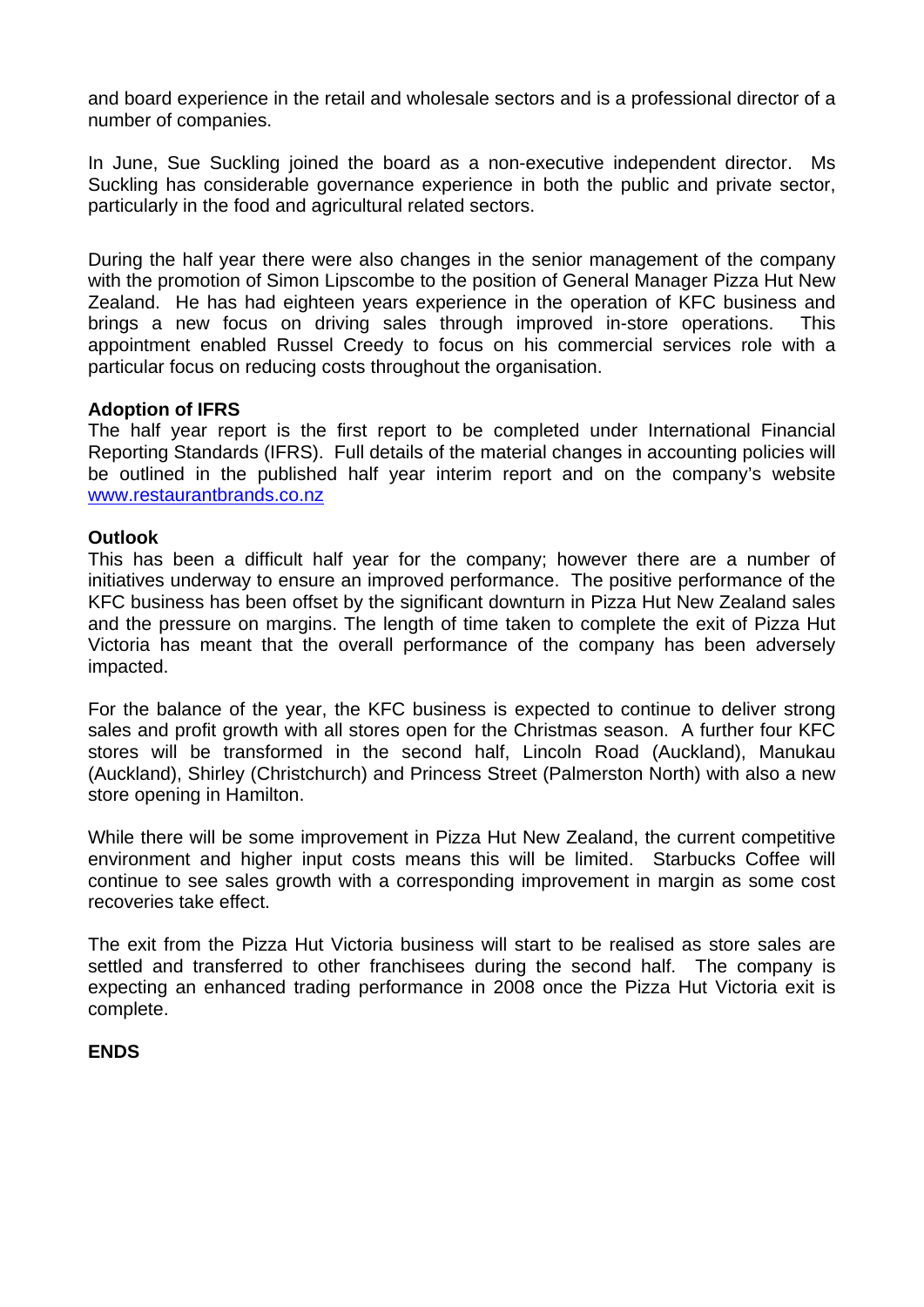and board experience in the retail and wholesale sectors and is a professional director of a number of companies.

In June, Sue Suckling joined the board as a non-executive independent director. Ms Suckling has considerable governance experience in both the public and private sector, particularly in the food and agricultural related sectors.

During the half year there were also changes in the senior management of the company with the promotion of Simon Lipscombe to the position of General Manager Pizza Hut New Zealand. He has had eighteen years experience in the operation of KFC business and brings a new focus on driving sales through improved in-store operations. This appointment enabled Russel Creedy to focus on his commercial services role with a particular focus on reducing costs throughout the organisation.

**Adoption of IFRS**

The half year report is the first report to be completed under International Financial Reporting Standards (IFRS). Full details of the material changes in accounting policies will be outlined in the published half year interim report and on the company's website [www.restaurantbrands.co.nz](http://www.restaurantbrands.co.nz)

**Outlook**

This has been a difficult half year for the company; however there are a number of initiatives underway to ensure an improved performance. The positive performance of the KFC business has been offset by the significant downturn in Pizza Hut New Zealand sales and the pressure on margins. The length of time taken to complete the exit of Pizza Hut Victoria has meant that the overall performance of the company has been adversely impacted.

For the balance of the year, the KFC business is expected to continue to deliver strong sales and profit growth with all stores open for the Christmas season. A further four KFC stores will be transformed in the second half, Lincoln Road (Auckland), Manukau (Auckland), Shirley (Christchurch) and Princess Street (Palmerston North) with also a new store opening in Hamilton.

While there will be some improvement in Pizza Hut New Zealand, the current competitive environment and higher input costs means this will be limited. Starbucks Coffee will continue to see sales growth with a corresponding improvement in margin as some cost recoveries take effect.

The exit from the Pizza Hut Victoria business will start to be realised as store sales are settled and transferred to other franchisees during the second half. The company is expecting an enhanced trading performance in 2008 once the Pizza Hut Victoria exit is complete.

**ENDS**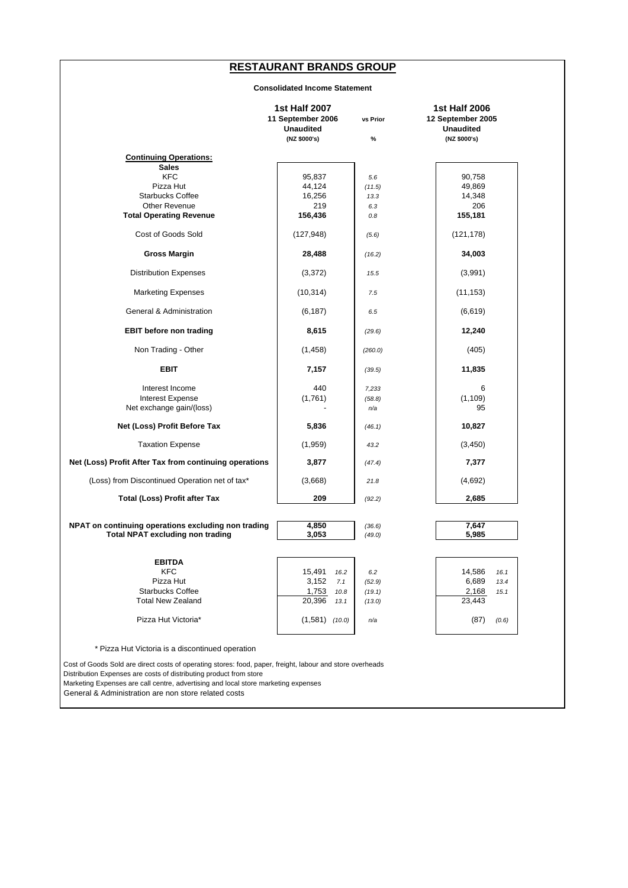# RESTAURANT BANDS GROUP

**Consolidated Income Statement**

| | 1st Half 2007<br>11 September 2006<br>Unaudited<br>(NZ $000's) | | vs Prior<br>% | 1st Half 2006<br>12 September 2005<br>Unaudited<br>(NZ $000's) | |
|---|---|---|---|---|---|
| **Continuing Operations:** | | | | | |
| **Sales** | | | | | |
| KFC | 95,837 | | 5.6 | 90,758 | |
| Pizza Hut | 44,124 | | (11.5) | 49,869 | |
| Starbucks Coffee | 16,256 | | 13.3 | 14,348 | |
| Other Revenue | 219 | | 6.3 | 206 | |
| **Total Operating Revenue** | **156,436** | | 0.8 | **155,181** | |
| Cost of Goods Sold | (127,948) | | (5.6) | (121,178) | |
| **Gross Margin** | **28,488** | | (16.2) | **34,003** | |
| Distribution Expenses | (3,372) | | 15.5 | (3,991) | |
| Marketing Expenses | (10,314) | | 7.5 | (11,153) | |
| General & Administration | (6,187) | | 6.5 | (6,619) | |
| **EBIT before non trading** | **8,615** | | (29.6) | **12,240** | |
| Non Trading - Other | (1,458) | | (260.0) | (405) | |
| **EBIT** | **7,157** | | (39.5) | **11,835** | |
| Interest Income | 440 | | 7,233 | 6 | |
| Interest Expense | (1,761) | | (58.8) | (1,109) | |
| Net exchange gain/(loss) | - | | n/a | 95 | |
| **Net (Loss) Profit Before Tax** | **5,836** | | (46.1) | **10,827** | |
| Taxation Expense | (1,959) | | 43.2 | (3,450) | |
| **Net (Loss) Profit After Tax from continuing operations** | **3,877** | | (47.4) | **7,377** | |
| (Loss) from Discontinued Operation net of tax* | (3,668) | | 21.8 | (4,692) | |
| **Total (Loss) Profit after Tax** | **209** | | (92.2) | **2,685** | |
| **NPAT on continuing operations excluding non trading** | **4,850** | | (36.6) | **7,647** | |
| **Total NPAT excluding non trading** | **3,053** | | (49.0) | **5,985** | |
| **EBITDA** | | | | | |
| KFC | 15,491 | 16.2 | 6.2 | 14,586 | 16.1 |
| Pizza Hut | 3,152 | 7.1 | (52.9) | 6,689 | 13.4 |
| Starbucks Coffee | 1,753 | 10.8 | (19.1) | 2,168 | 15.1 |
| Total New Zealand | 20,396 | 13.1 | (13.0) | 23,443 | |
| Pizza Hut Victoria* | (1,581) | (10.0) | n/a | (87) | (0.6) |

\* Pizza Hut Victoria is a discontinued operation

Cost of Goods Sold are direct costs of operating stores: food, paper, freight, labour and store overheads
Distribution Expenses are costs of distributing product from store
Marketing Expenses are call centre, advertising and local store marketing expenses
General & Administration are non store related costs